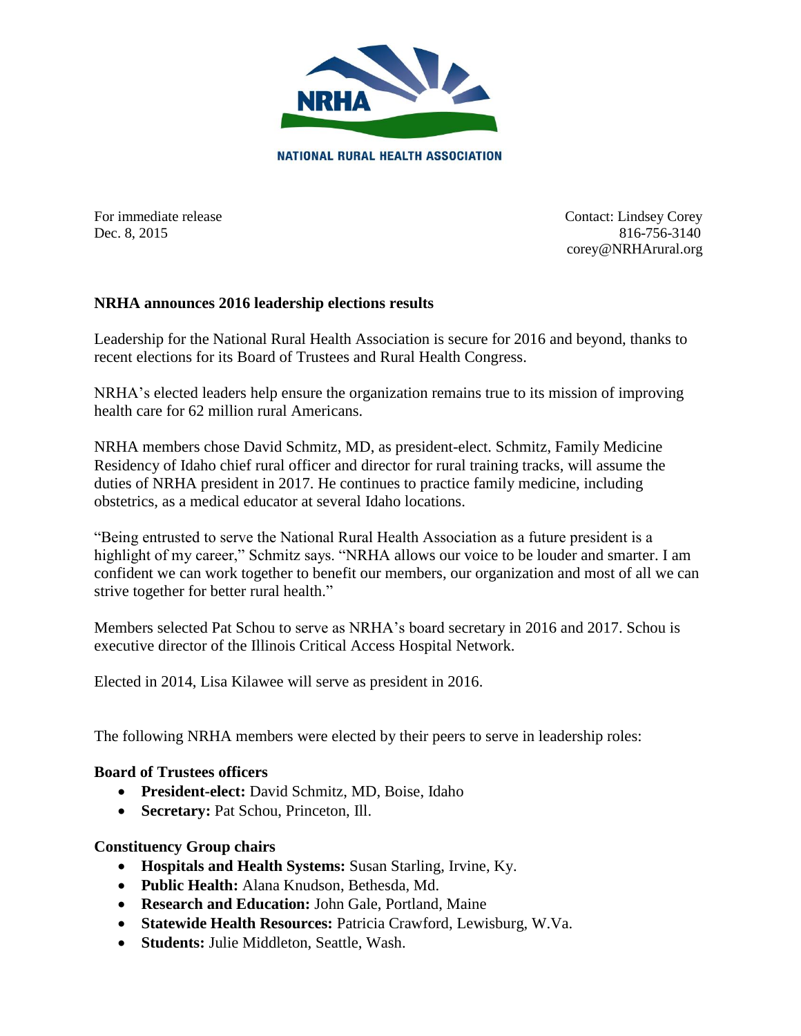NRHA

NATIONAL RURAL HEALTH ASSOCIATION

For immediate release
Dec. 8, 2015

Contact: Lindsey Corey
816-756-3140
corey@NRHArural.org

**NRHA announces 2016 leadership elections results**

Leadership for the National Rural Health Association is secure for 2016 and beyond, thanks to recent elections for its Board of Trustees and Rural Health Congress.

NRHA's elected leaders help ensure the organization remains true to its mission of improving health care for 62 million rural Americans.

NRHA members chose David Schmitz, MD, as president-elect. Schmitz, Family Medicine Residency of Idaho chief rural officer and director for rural training tracks, will assume the duties of NRHA president in 2017. He continues to practice family medicine, including obstetrics, as a medical educator at several Idaho locations.

"Being entrusted to serve the National Rural Health Association as a future president is a highlight of my career," Schmitz says. "NRHA allows our voice to be louder and smarter. I am confident we can work together to benefit our members, our organization and most of all we can strive together for better rural health."

Members selected Pat Schou to serve as NRHA's board secretary in 2016 and 2017. Schou is executive director of the Illinois Critical Access Hospital Network.

Elected in 2014, Lisa Kilawee will serve as president in 2016.

The following NRHA members were elected by their peers to serve in leadership roles:

**Board of Trustees officers**

- **President-elect:** David Schmitz, MD, Boise, Idaho
- **Secretary:** Pat Schou, Princeton, Ill.

**Constituency Group chairs**

- **Hospitals and Health Systems:** Susan Starling, Irvine, Ky.
- **Public Health:** Alana Knudson, Bethesda, Md.
- **Research and Education:** John Gale, Portland, Maine
- **Statewide Health Resources:** Patricia Crawford, Lewisburg, W.Va.
- **Students:** Julie Middleton, Seattle, Wash.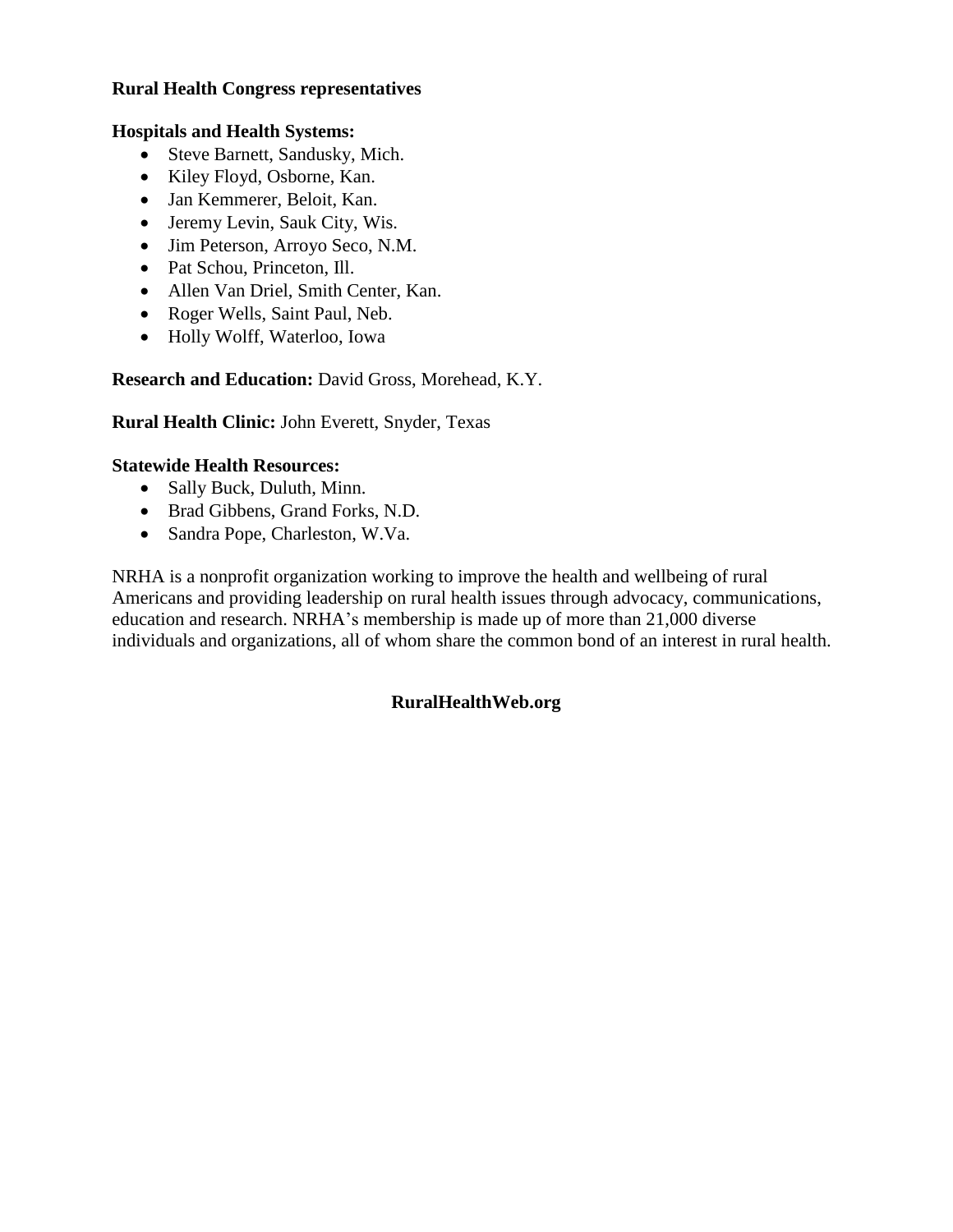**Rural Health Congress representatives**

**Hospitals and Health Systems:**

- Steve Barnett, Sandusky, Mich.
- Kiley Floyd, Osborne, Kan.
- Jan Kemmerer, Beloit, Kan.
- Jeremy Levin, Sauk City, Wis.
- Jim Peterson, Arroyo Seco, N.M.
- Pat Schou, Princeton, Ill.
- Allen Van Driel, Smith Center, Kan.
- Roger Wells, Saint Paul, Neb.
- Holly Wolff, Waterloo, Iowa

**Research and Education:** David Gross, Morehead, K.Y.

**Rural Health Clinic:** John Everett, Snyder, Texas

**Statewide Health Resources:**

- Sally Buck, Duluth, Minn.
- Brad Gibbens, Grand Forks, N.D.
- Sandra Pope, Charleston, W.Va.

NRHA is a nonprofit organization working to improve the health and wellbeing of rural Americans and providing leadership on rural health issues through advocacy, communications, education and research. NRHA's membership is made up of more than 21,000 diverse individuals and organizations, all of whom share the common bond of an interest in rural health.

**RuralHealthWeb.org**